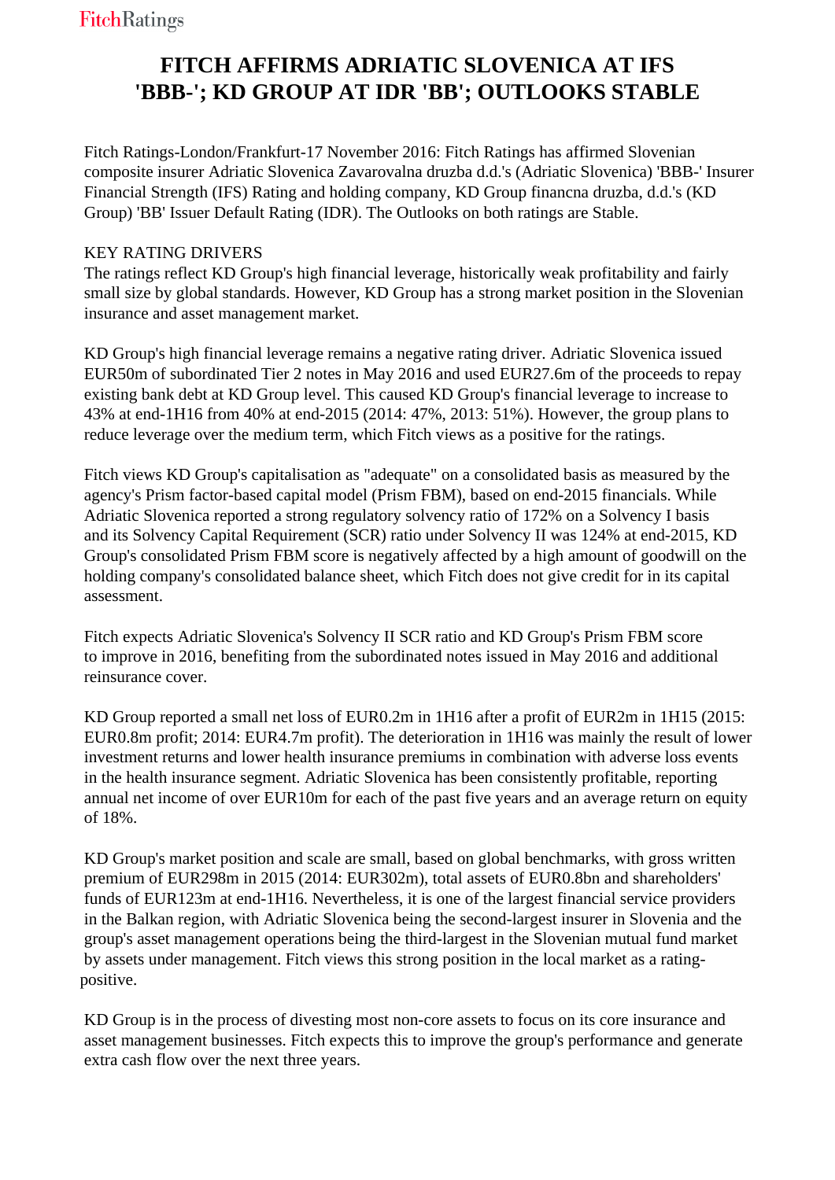# FITCH AFFIRMS ADRIATIC SLOVENICA AT IFS 'BBB-'; KD GROUP AT IDR 'BB'; OUTLOOKS STABLE

Fitch Ratings-London/Frankfurt-17 November 2016: Fitch Ratings has affirmed Slovenian composite insurer Adriatic Slovenica Zavarovalna druzba d.d.'s (Adriatic Slovenica) 'BBB-' Insurer Financial Strength (IFS) Rating and holding company, KD Group financna druzba, d.d.'s (KD Group) 'BB' Issuer Default Rating (IDR). The Outlooks on both ratings are Stable.

KEY RATING DRIVERS

The ratings reflect KD Group's high financial leverage, historically weak profitability and fairly small size by global standards. However, KD Group has a strong market position in the Slovenian insurance and asset management market.

KD Group's high financial leverage remains a negative rating driver. Adriatic Slovenica issued EUR50m of subordinated Tier 2 notes in May 2016 and used EUR27.6m of the proceeds to repay existing bank debt at KD Group level. This caused KD Group's financial leverage to increase to 43% at end-1H16 from 40% at end-2015 (2014: 47%, 2013: 51%). However, the group plans to reduce leverage over the medium term, which Fitch views as a positive for the ratings.

Fitch views KD Group's capitalisation as "adequate" on a consolidated basis as measured by the agency's Prism factor-based capital model (Prism FBM), based on end-2015 financials. While Adriatic Slovenica reported a strong regulatory solvency ratio of 172% on a Solvency I basis and its Solvency Capital Requirement (SCR) ratio under Solvency II was 124% at end-2015, KD Group's consolidated Prism FBM score is negatively affected by a high amount of goodwill on the holding company's consolidated balance sheet, which Fitch does not give credit for in its capital assessment.

Fitch expects Adriatic Slovenica's Solvency II SCR ratio and KD Group's Prism FBM score to improve in 2016, benefiting from the subordinated notes issued in May 2016 and additional reinsurance cover.

KD Group reported a small net loss of EUR0.2m in 1H16 after a profit of EUR2m in 1H15 (2015: EUR0.8m profit; 2014: EUR4.7m profit). The deterioration in 1H16 was mainly the result of lower investment returns and lower health insurance premiums in combination with adverse loss events in the health insurance segment. Adriatic Slovenica has been consistently profitable, reporting annual net income of over EUR10m for each of the past five years and an average return on equity of 18%.

KD Group's market position and scale are small, based on global benchmarks, with gross written premium of EUR298m in 2015 (2014: EUR302m), total assets of EUR0.8bn and shareholders' funds of EUR123m at end-1H16. Nevertheless, it is one of the largest financial service providers in the Balkan region, with Adriatic Slovenica being the second-largest insurer in Slovenia and the group's asset management operations being the third-largest in the Slovenian mutual fund market by assets under management. Fitch views this strong position in the local market as a rating-positive.

KD Group is in the process of divesting most non-core assets to focus on its core insurance and asset management businesses. Fitch expects this to improve the group's performance and generate extra cash flow over the next three years.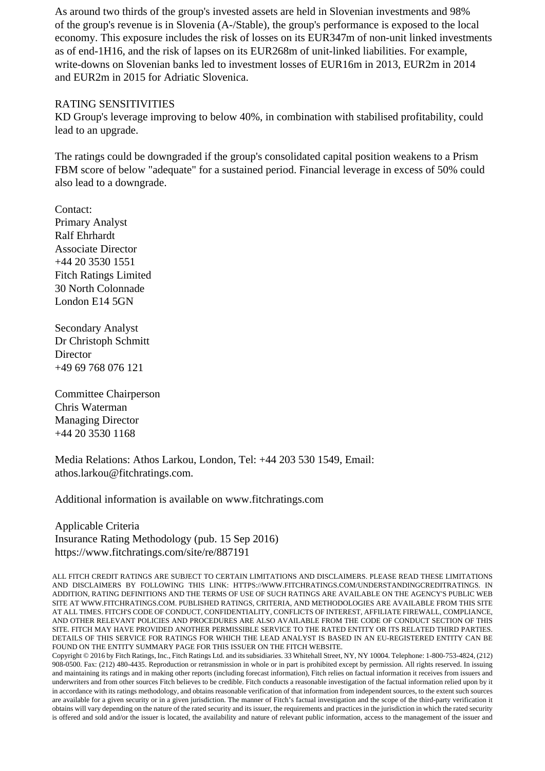As around two thirds of the group's invested assets are held in Slovenian investments and 98% of the group's revenue is in Slovenia (A-/Stable), the group's performance is exposed to the local economy. This exposure includes the risk of losses on its EUR347m of non-unit linked investments as of end-1H16, and the risk of lapses on its EUR268m of unit-linked liabilities. For example, write-downs on Slovenian banks led to investment losses of EUR16m in 2013, EUR2m in 2014 and EUR2m in 2015 for Adriatic Slovenica.

RATING SENSITIVITIES

KD Group's leverage improving to below 40%, in combination with stabilised profitability, could lead to an upgrade.

The ratings could be downgraded if the group's consolidated capital position weakens to a Prism FBM score of below "adequate" for a sustained period. Financial leverage in excess of 50% could also lead to a downgrade.

Contact:
Primary Analyst
Ralf Ehrhardt
Associate Director
+44 20 3530 1551
Fitch Ratings Limited
30 North Colonnade
London E14 5GN

Secondary Analyst
Dr Christoph Schmitt
Director
+49 69 768 076 121

Committee Chairperson
Chris Waterman
Managing Director
+44 20 3530 1168

Media Relations: Athos Larkou, London, Tel: +44 203 530 1549, Email: athos.larkou@fitchratings.com.

Additional information is available on www.fitchratings.com

Applicable Criteria
Insurance Rating Methodology (pub. 15 Sep 2016)
https://www.fitchratings.com/site/re/887191

ALL FITCH CREDIT RATINGS ARE SUBJECT TO CERTAIN LIMITATIONS AND DISCLAIMERS. PLEASE READ THESE LIMITATIONS AND DISCLAIMERS BY FOLLOWING THIS LINK: HTTPS://WWW.FITCHRATINGS.COM/UNDERSTANDINGCREDITRATINGS. IN ADDITION, RATING DEFINITIONS AND THE TERMS OF USE OF SUCH RATINGS ARE AVAILABLE ON THE AGENCY'S PUBLIC WEB SITE AT WWW.FITCHRATINGS.COM. PUBLISHED RATINGS, CRITERIA, AND METHODOLOGIES ARE AVAILABLE FROM THIS SITE AT ALL TIMES. FITCH'S CODE OF CONDUCT, CONFIDENTIALITY, CONFLICTS OF INTEREST, AFFILIATE FIREWALL, COMPLIANCE, AND OTHER RELEVANT POLICIES AND PROCEDURES ARE ALSO AVAILABLE FROM THE CODE OF CONDUCT SECTION OF THIS SITE. FITCH MAY HAVE PROVIDED ANOTHER PERMISSIBLE SERVICE TO THE RATED ENTITY OR ITS RELATED THIRD PARTIES. DETAILS OF THIS SERVICE FOR RATINGS FOR WHICH THE LEAD ANALYST IS BASED IN AN EU-REGISTERED ENTITY CAN BE FOUND ON THE ENTITY SUMMARY PAGE FOR THIS ISSUER ON THE FITCH WEBSITE.

Copyright © 2016 by Fitch Ratings, Inc., Fitch Ratings Ltd. and its subsidiaries. 33 Whitehall Street, NY, NY 10004. Telephone: 1-800-753-4824, (212) 908-0500. Fax: (212) 480-4435. Reproduction or retransmission in whole or in part is prohibited except by permission. All rights reserved. In issuing and maintaining its ratings and in making other reports (including forecast information), Fitch relies on factual information it receives from issuers and underwriters and from other sources Fitch believes to be credible. Fitch conducts a reasonable investigation of the factual information relied upon by it in accordance with its ratings methodology, and obtains reasonable verification of that information from independent sources, to the extent such sources are available for a given security or in a given jurisdiction. The manner of Fitch's factual investigation and the scope of the third-party verification it obtains will vary depending on the nature of the rated security and its issuer, the requirements and practices in the jurisdiction in which the rated security is offered and sold and/or the issuer is located, the availability and nature of relevant public information, access to the management of the issuer and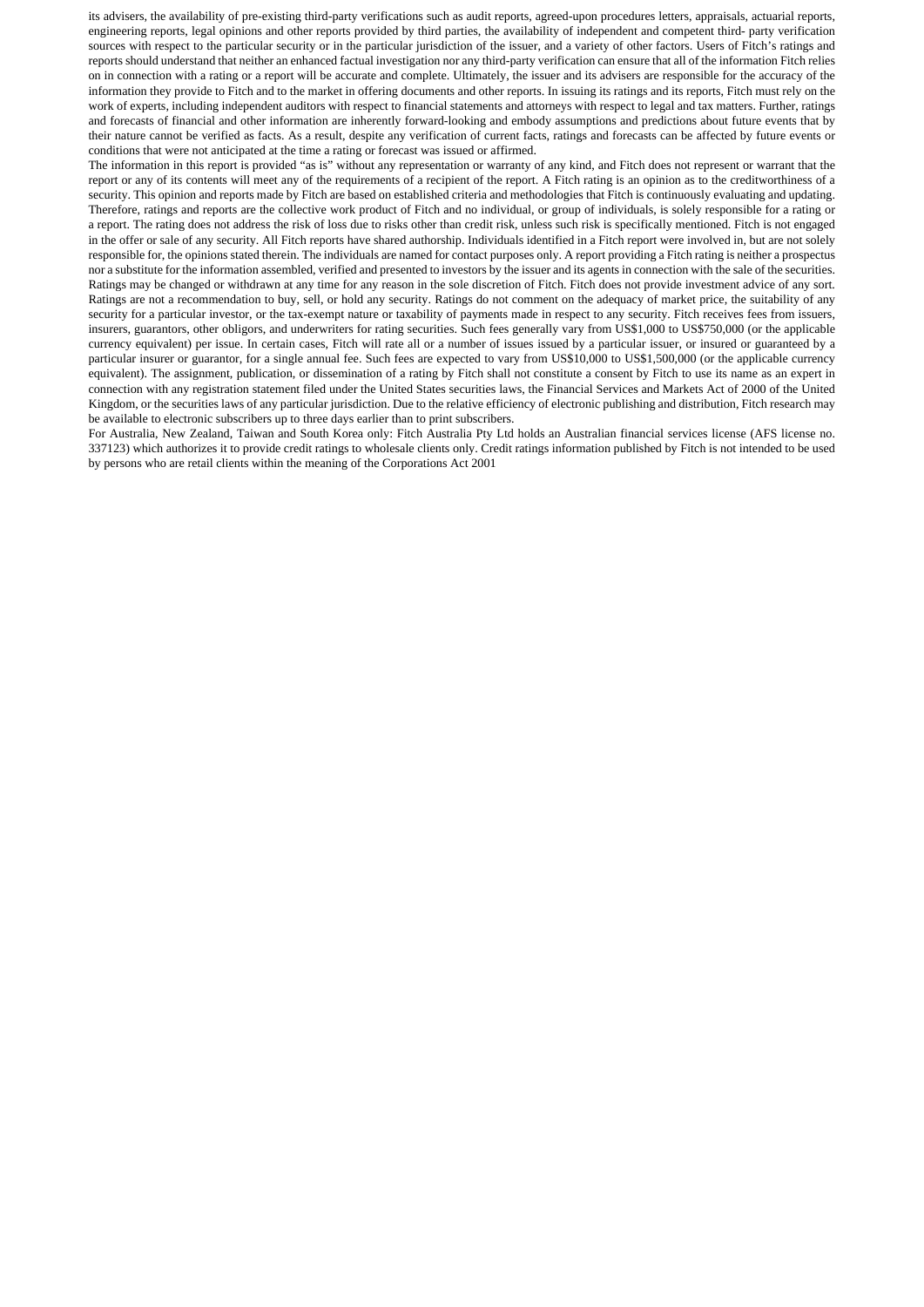its advisers, the availability of pre-existing third-party verifications such as audit reports, agreed-upon procedures letters, appraisals, actuarial reports, engineering reports, legal opinions and other reports provided by third parties, the availability of independent and competent third- party verification sources with respect to the particular security or in the particular jurisdiction of the issuer, and a variety of other factors. Users of Fitch's ratings and reports should understand that neither an enhanced factual investigation nor any third-party verification can ensure that all of the information Fitch relies on in connection with a rating or a report will be accurate and complete. Ultimately, the issuer and its advisers are responsible for the accuracy of the information they provide to Fitch and to the market in offering documents and other reports. In issuing its ratings and its reports, Fitch must rely on the work of experts, including independent auditors with respect to financial statements and attorneys with respect to legal and tax matters. Further, ratings and forecasts of financial and other information are inherently forward-looking and embody assumptions and predictions about future events that by their nature cannot be verified as facts. As a result, despite any verification of current facts, ratings and forecasts can be affected by future events or conditions that were not anticipated at the time a rating or forecast was issued or affirmed.

The information in this report is provided "as is" without any representation or warranty of any kind, and Fitch does not represent or warrant that the report or any of its contents will meet any of the requirements of a recipient of the report. A Fitch rating is an opinion as to the creditworthiness of a security. This opinion and reports made by Fitch are based on established criteria and methodologies that Fitch is continuously evaluating and updating. Therefore, ratings and reports are the collective work product of Fitch and no individual, or group of individuals, is solely responsible for a rating or a report. The rating does not address the risk of loss due to risks other than credit risk, unless such risk is specifically mentioned. Fitch is not engaged in the offer or sale of any security. All Fitch reports have shared authorship. Individuals identified in a Fitch report were involved in, but are not solely responsible for, the opinions stated therein. The individuals are named for contact purposes only. A report providing a Fitch rating is neither a prospectus nor a substitute for the information assembled, verified and presented to investors by the issuer and its agents in connection with the sale of the securities. Ratings may be changed or withdrawn at any time for any reason in the sole discretion of Fitch. Fitch does not provide investment advice of any sort. Ratings are not a recommendation to buy, sell, or hold any security. Ratings do not comment on the adequacy of market price, the suitability of any security for a particular investor, or the tax-exempt nature or taxability of payments made in respect to any security. Fitch receives fees from issuers, insurers, guarantors, other obligors, and underwriters for rating securities. Such fees generally vary from US$1,000 to US$750,000 (or the applicable currency equivalent) per issue. In certain cases, Fitch will rate all or a number of issues issued by a particular issuer, or insured or guaranteed by a particular insurer or guarantor, for a single annual fee. Such fees are expected to vary from US$10,000 to US$1,500,000 (or the applicable currency equivalent). The assignment, publication, or dissemination of a rating by Fitch shall not constitute a consent by Fitch to use its name as an expert in connection with any registration statement filed under the United States securities laws, the Financial Services and Markets Act of 2000 of the United Kingdom, or the securities laws of any particular jurisdiction. Due to the relative efficiency of electronic publishing and distribution, Fitch research may be available to electronic subscribers up to three days earlier than to print subscribers.

For Australia, New Zealand, Taiwan and South Korea only: Fitch Australia Pty Ltd holds an Australian financial services license (AFS license no. 337123) which authorizes it to provide credit ratings to wholesale clients only. Credit ratings information published by Fitch is not intended to be used by persons who are retail clients within the meaning of the Corporations Act 2001